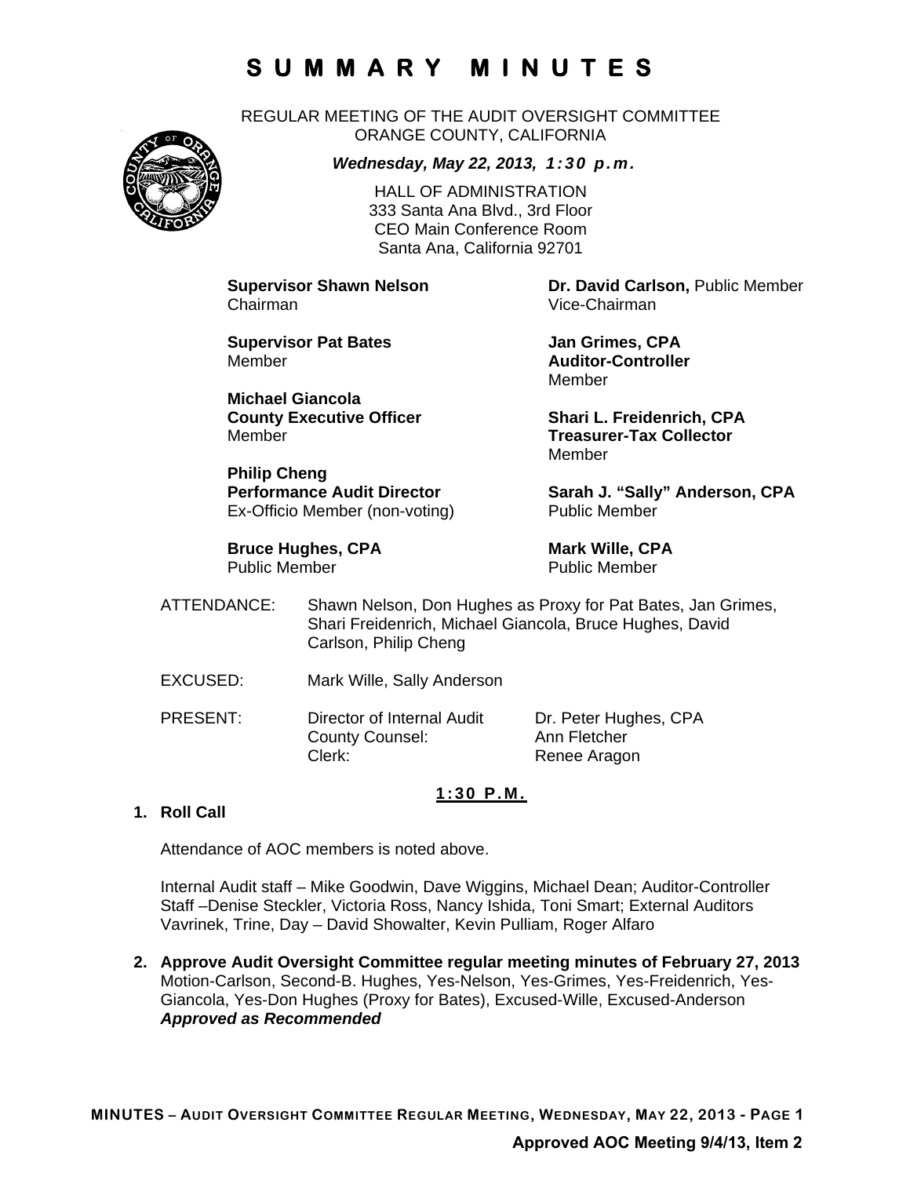# SUMMARY MINUTES

REGULAR MEETING OF THE AUDIT OVERSIGHT COMMITTEE
ORANGE COUNTY, CALIFORNIA

***Wednesday, May 22, 2013, 1:30 p.m.***

HALL OF ADMINISTRATION
333 Santa Ana Blvd., 3rd Floor
CEO Main Conference Room
Santa Ana, California 92701

**Supervisor Shawn Nelson**
Chairman

**Dr. David Carlson,** Public Member
Vice-Chairman

**Supervisor Pat Bates**
Member

**Jan Grimes, CPA**
**Auditor-Controller**
Member

**Michael Giancola**
**County Executive Officer**
Member

**Shari L. Freidenrich, CPA**
**Treasurer-Tax Collector**
Member

**Philip Cheng**
**Performance Audit Director**
Ex-Officio Member (non-voting)

**Sarah J. "Sally" Anderson, CPA**
Public Member

**Bruce Hughes, CPA**
Public Member

**Mark Wille, CPA**
Public Member

ATTENDANCE: Shawn Nelson, Don Hughes as Proxy for Pat Bates, Jan Grimes, Shari Freidenrich, Michael Giancola, Bruce Hughes, David Carlson, Philip Cheng

EXCUSED: Mark Wille, Sally Anderson

PRESENT:

| | |
|---|---|
| Director of Internal Audit | Dr. Peter Hughes, CPA |
| County Counsel: | Ann Fletcher |
| Clerk: | Renee Aragon |

**1:30 P.M.**

**1. Roll Call**

Attendance of AOC members is noted above.

Internal Audit staff – Mike Goodwin, Dave Wiggins, Michael Dean; Auditor-Controller Staff –Denise Steckler, Victoria Ross, Nancy Ishida, Toni Smart; External Auditors Vavrinek, Trine, Day – David Showalter, Kevin Pulliam, Roger Alfaro

**2. Approve Audit Oversight Committee regular meeting minutes of February 27, 2013**
Motion-Carlson, Second-B. Hughes, Yes-Nelson, Yes-Grimes, Yes-Freidenrich, Yes-Giancola, Yes-Don Hughes (Proxy for Bates), Excused-Wille, Excused-Anderson
***Approved as Recommended***

**Approved AOC Meeting 9/4/13, Item 2**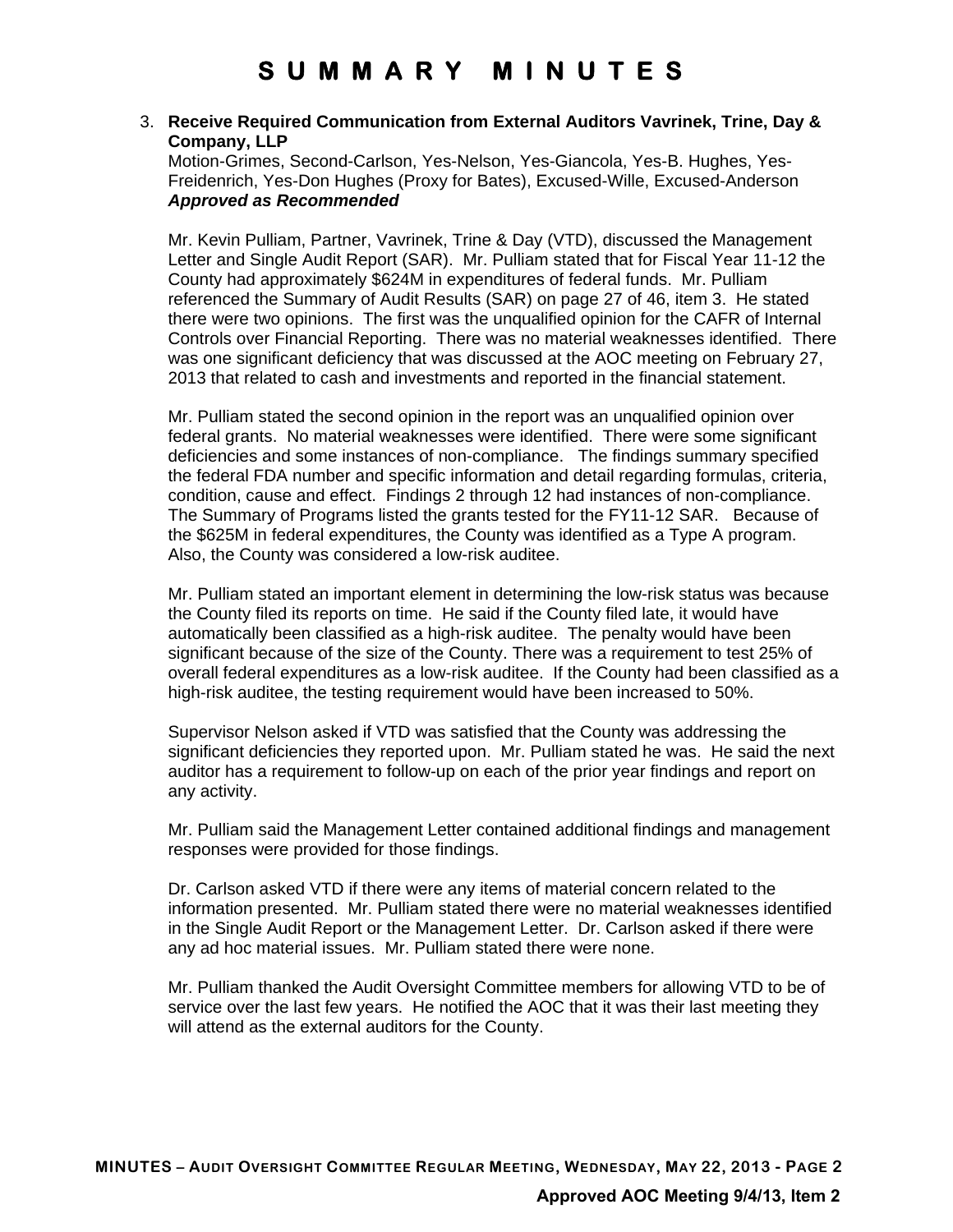# SUMMARY MINUTES

3. **Receive Required Communication from External Auditors Vavrinek, Trine, Day & Company, LLP**
   Motion-Grimes, Second-Carlson, Yes-Nelson, Yes-Giancola, Yes-B. Hughes, Yes-Freidenrich, Yes-Don Hughes (Proxy for Bates), Excused-Wille, Excused-Anderson
   ***Approved as Recommended***

   Mr. Kevin Pulliam, Partner, Vavrinek, Trine & Day (VTD), discussed the Management Letter and Single Audit Report (SAR). Mr. Pulliam stated that for Fiscal Year 11-12 the County had approximately $624M in expenditures of federal funds. Mr. Pulliam referenced the Summary of Audit Results (SAR) on page 27 of 46, item 3. He stated there were two opinions. The first was the unqualified opinion for the CAFR of Internal Controls over Financial Reporting. There was no material weaknesses identified. There was one significant deficiency that was discussed at the AOC meeting on February 27, 2013 that related to cash and investments and reported in the financial statement.

   Mr. Pulliam stated the second opinion in the report was an unqualified opinion over federal grants. No material weaknesses were identified. There were some significant deficiencies and some instances of non-compliance. The findings summary specified the federal FDA number and specific information and detail regarding formulas, criteria, condition, cause and effect. Findings 2 through 12 had instances of non-compliance. The Summary of Programs listed the grants tested for the FY11-12 SAR. Because of the $625M in federal expenditures, the County was identified as a Type A program. Also, the County was considered a low-risk auditee.

   Mr. Pulliam stated an important element in determining the low-risk status was because the County filed its reports on time. He said if the County filed late, it would have automatically been classified as a high-risk auditee. The penalty would have been significant because of the size of the County. There was a requirement to test 25% of overall federal expenditures as a low-risk auditee. If the County had been classified as a high-risk auditee, the testing requirement would have been increased to 50%.

   Supervisor Nelson asked if VTD was satisfied that the County was addressing the significant deficiencies they reported upon. Mr. Pulliam stated he was. He said the next auditor has a requirement to follow-up on each of the prior year findings and report on any activity.

   Mr. Pulliam said the Management Letter contained additional findings and management responses were provided for those findings.

   Dr. Carlson asked VTD if there were any items of material concern related to the information presented. Mr. Pulliam stated there were no material weaknesses identified in the Single Audit Report or the Management Letter. Dr. Carlson asked if there were any ad hoc material issues. Mr. Pulliam stated there were none.

   Mr. Pulliam thanked the Audit Oversight Committee members for allowing VTD to be of service over the last few years. He notified the AOC that it was their last meeting they will attend as the external auditors for the County.

**Approved AOC Meeting 9/4/13, Item 2**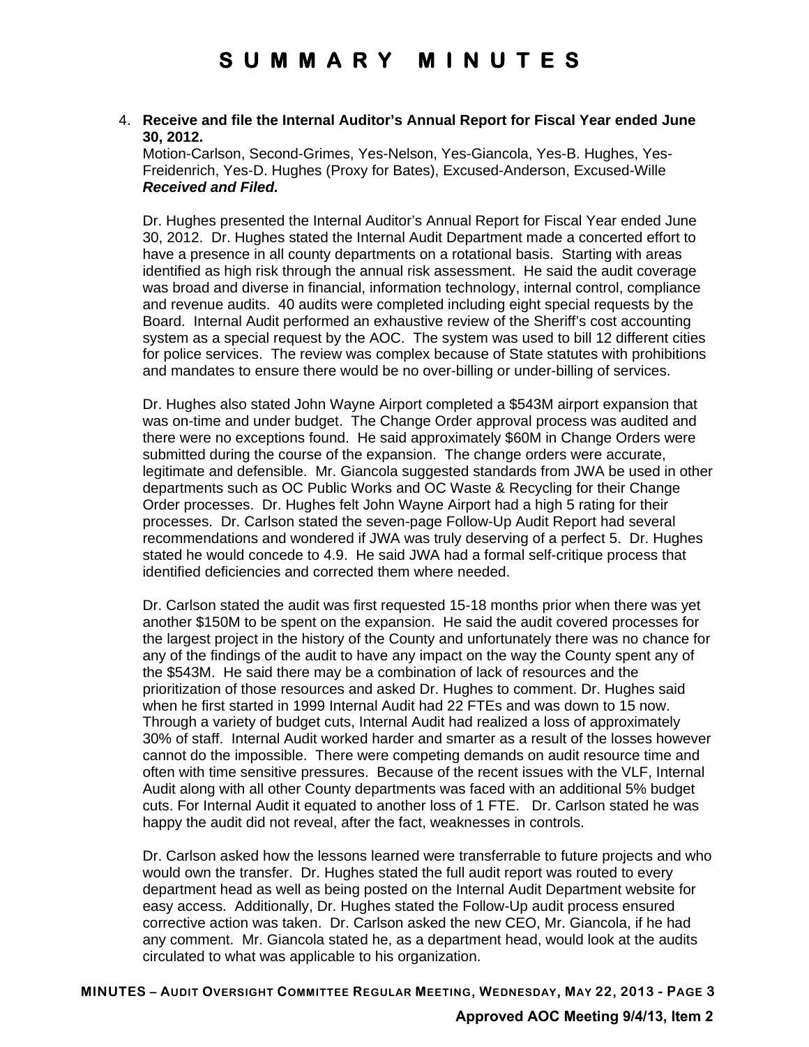4. **Receive and file the Internal Auditor's Annual Report for Fiscal Year ended June 30, 2012.**
   Motion-Carlson, Second-Grimes, Yes-Nelson, Yes-Giancola, Yes-B. Hughes, Yes-Freidenrich, Yes-D. Hughes (Proxy for Bates), Excused-Anderson, Excused-Wille
   ***Received and Filed.***

   Dr. Hughes presented the Internal Auditor's Annual Report for Fiscal Year ended June 30, 2012. Dr. Hughes stated the Internal Audit Department made a concerted effort to have a presence in all county departments on a rotational basis. Starting with areas identified as high risk through the annual risk assessment. He said the audit coverage was broad and diverse in financial, information technology, internal control, compliance and revenue audits. 40 audits were completed including eight special requests by the Board. Internal Audit performed an exhaustive review of the Sheriff's cost accounting system as a special request by the AOC. The system was used to bill 12 different cities for police services. The review was complex because of State statutes with prohibitions and mandates to ensure there would be no over-billing or under-billing of services.

   Dr. Hughes also stated John Wayne Airport completed a $543M airport expansion that was on-time and under budget. The Change Order approval process was audited and there were no exceptions found. He said approximately $60M in Change Orders were submitted during the course of the expansion. The change orders were accurate, legitimate and defensible. Mr. Giancola suggested standards from JWA be used in other departments such as OC Public Works and OC Waste & Recycling for their Change Order processes. Dr. Hughes felt John Wayne Airport had a high 5 rating for their processes. Dr. Carlson stated the seven-page Follow-Up Audit Report had several recommendations and wondered if JWA was truly deserving of a perfect 5. Dr. Hughes stated he would concede to 4.9. He said JWA had a formal self-critique process that identified deficiencies and corrected them where needed.

   Dr. Carlson stated the audit was first requested 15-18 months prior when there was yet another $150M to be spent on the expansion. He said the audit covered processes for the largest project in the history of the County and unfortunately there was no chance for any of the findings of the audit to have any impact on the way the County spent any of the $543M. He said there may be a combination of lack of resources and the prioritization of those resources and asked Dr. Hughes to comment. Dr. Hughes said when he first started in 1999 Internal Audit had 22 FTEs and was down to 15 now. Through a variety of budget cuts, Internal Audit had realized a loss of approximately 30% of staff. Internal Audit worked harder and smarter as a result of the losses however cannot do the impossible. There were competing demands on audit resource time and often with time sensitive pressures. Because of the recent issues with the VLF, Internal Audit along with all other County departments was faced with an additional 5% budget cuts. For Internal Audit it equated to another loss of 1 FTE. Dr. Carlson stated he was happy the audit did not reveal, after the fact, weaknesses in controls.

   Dr. Carlson asked how the lessons learned were transferrable to future projects and who would own the transfer. Dr. Hughes stated the full audit report was routed to every department head as well as being posted on the Internal Audit Department website for easy access. Additionally, Dr. Hughes stated the Follow-Up audit process ensured corrective action was taken. Dr. Carlson asked the new CEO, Mr. Giancola, if he had any comment. Mr. Giancola stated he, as a department head, would look at the audits circulated to what was applicable to his organization.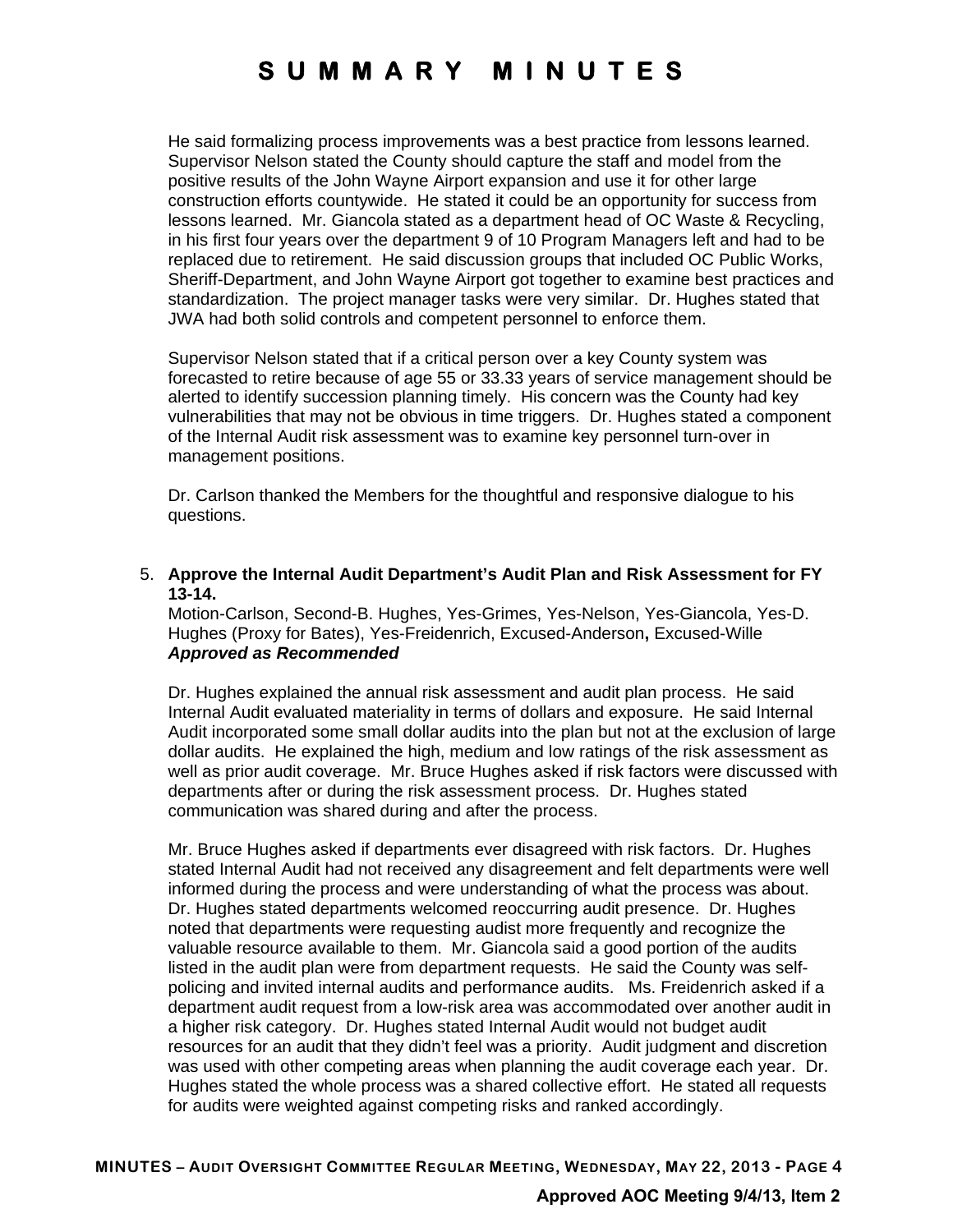He said formalizing process improvements was a best practice from lessons learned. Supervisor Nelson stated the County should capture the staff and model from the positive results of the John Wayne Airport expansion and use it for other large construction efforts countywide. He stated it could be an opportunity for success from lessons learned. Mr. Giancola stated as a department head of OC Waste & Recycling, in his first four years over the department 9 of 10 Program Managers left and had to be replaced due to retirement. He said discussion groups that included OC Public Works, Sheriff-Department, and John Wayne Airport got together to examine best practices and standardization. The project manager tasks were very similar. Dr. Hughes stated that JWA had both solid controls and competent personnel to enforce them.

Supervisor Nelson stated that if a critical person over a key County system was forecasted to retire because of age 55 or 33.33 years of service management should be alerted to identify succession planning timely. His concern was the County had key vulnerabilities that may not be obvious in time triggers. Dr. Hughes stated a component of the Internal Audit risk assessment was to examine key personnel turn-over in management positions.

Dr. Carlson thanked the Members for the thoughtful and responsive dialogue to his questions.

5. **Approve the Internal Audit Department's Audit Plan and Risk Assessment for FY 13-14.**
   Motion-Carlson, Second-B. Hughes, Yes-Grimes, Yes-Nelson, Yes-Giancola, Yes-D. Hughes (Proxy for Bates), Yes-Freidenrich, Excused-Anderson**,** Excused-Wille
   ***Approved as Recommended***

   Dr. Hughes explained the annual risk assessment and audit plan process. He said Internal Audit evaluated materiality in terms of dollars and exposure. He said Internal Audit incorporated some small dollar audits into the plan but not at the exclusion of large dollar audits. He explained the high, medium and low ratings of the risk assessment as well as prior audit coverage. Mr. Bruce Hughes asked if risk factors were discussed with departments after or during the risk assessment process. Dr. Hughes stated communication was shared during and after the process.

   Mr. Bruce Hughes asked if departments ever disagreed with risk factors. Dr. Hughes stated Internal Audit had not received any disagreement and felt departments were well informed during the process and were understanding of what the process was about. Dr. Hughes stated departments welcomed reoccurring audit presence. Dr. Hughes noted that departments were requesting audist more frequently and recognize the valuable resource available to them. Mr. Giancola said a good portion of the audits listed in the audit plan were from department requests. He said the County was self-policing and invited internal audits and performance audits. Ms. Freidenrich asked if a department audit request from a low-risk area was accommodated over another audit in a higher risk category. Dr. Hughes stated Internal Audit would not budget audit resources for an audit that they didn't feel was a priority. Audit judgment and discretion was used with other competing areas when planning the audit coverage each year. Dr. Hughes stated the whole process was a shared collective effort. He stated all requests for audits were weighted against competing risks and ranked accordingly.

**Approved AOC Meeting 9/4/13, Item 2**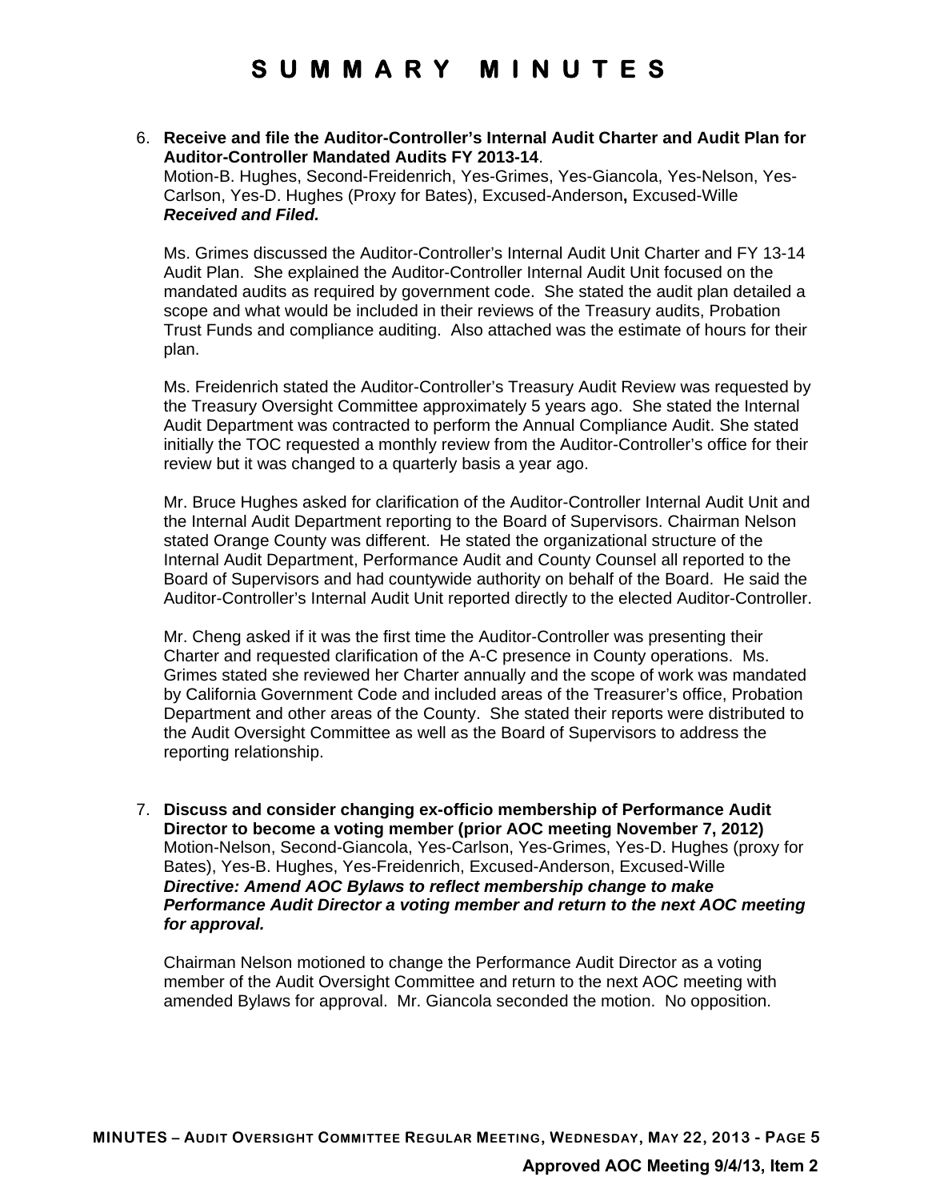# SUMMARY MINUTES

6. **Receive and file the Auditor-Controller's Internal Audit Charter and Audit Plan for Auditor-Controller Mandated Audits FY 2013-14**.
   Motion-B. Hughes, Second-Freidenrich, Yes-Grimes, Yes-Giancola, Yes-Nelson, Yes-Carlson, Yes-D. Hughes (Proxy for Bates), Excused-Anderson**,** Excused-Wille
   ***Received and Filed.***

   Ms. Grimes discussed the Auditor-Controller's Internal Audit Unit Charter and FY 13-14 Audit Plan. She explained the Auditor-Controller Internal Audit Unit focused on the mandated audits as required by government code. She stated the audit plan detailed a scope and what would be included in their reviews of the Treasury audits, Probation Trust Funds and compliance auditing. Also attached was the estimate of hours for their plan.

   Ms. Freidenrich stated the Auditor-Controller's Treasury Audit Review was requested by the Treasury Oversight Committee approximately 5 years ago. She stated the Internal Audit Department was contracted to perform the Annual Compliance Audit. She stated initially the TOC requested a monthly review from the Auditor-Controller's office for their review but it was changed to a quarterly basis a year ago.

   Mr. Bruce Hughes asked for clarification of the Auditor-Controller Internal Audit Unit and the Internal Audit Department reporting to the Board of Supervisors. Chairman Nelson stated Orange County was different. He stated the organizational structure of the Internal Audit Department, Performance Audit and County Counsel all reported to the Board of Supervisors and had countywide authority on behalf of the Board. He said the Auditor-Controller's Internal Audit Unit reported directly to the elected Auditor-Controller.

   Mr. Cheng asked if it was the first time the Auditor-Controller was presenting their Charter and requested clarification of the A-C presence in County operations. Ms. Grimes stated she reviewed her Charter annually and the scope of work was mandated by California Government Code and included areas of the Treasurer's office, Probation Department and other areas of the County. She stated their reports were distributed to the Audit Oversight Committee as well as the Board of Supervisors to address the reporting relationship.

7. **Discuss and consider changing ex-officio membership of Performance Audit Director to become a voting member (prior AOC meeting November 7, 2012)**
   Motion-Nelson, Second-Giancola, Yes-Carlson, Yes-Grimes, Yes-D. Hughes (proxy for Bates), Yes-B. Hughes, Yes-Freidenrich, Excused-Anderson, Excused-Wille
   ***Directive: Amend AOC Bylaws to reflect membership change to make Performance Audit Director a voting member and return to the next AOC meeting for approval.***

   Chairman Nelson motioned to change the Performance Audit Director as a voting member of the Audit Oversight Committee and return to the next AOC meeting with amended Bylaws for approval. Mr. Giancola seconded the motion. No opposition.

**Approved AOC Meeting 9/4/13, Item 2**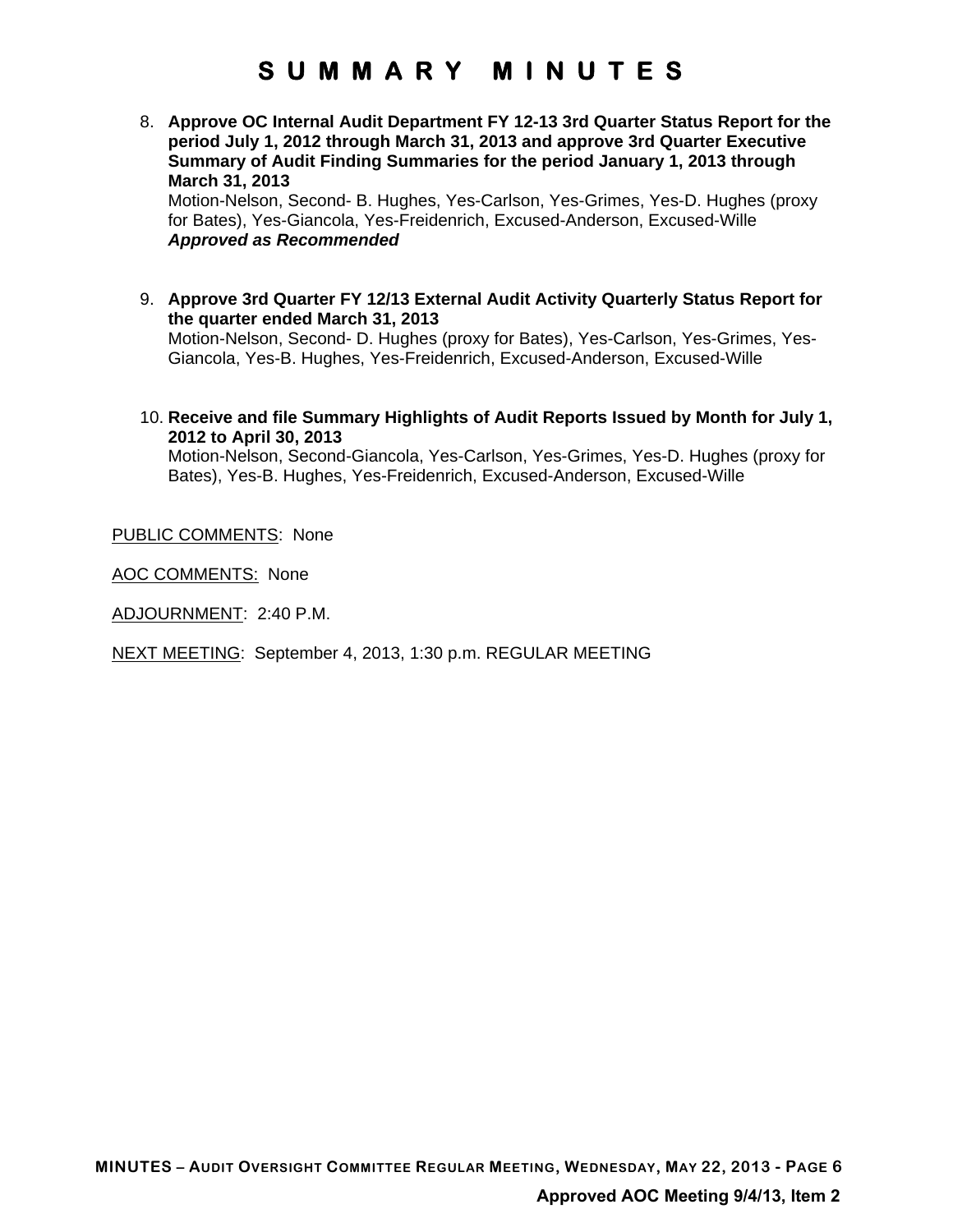# SUMMARY MINUTES

8. **Approve OC Internal Audit Department FY 12-13 3rd Quarter Status Report for the period July 1, 2012 through March 31, 2013 and approve 3rd Quarter Executive Summary of Audit Finding Summaries for the period January 1, 2013 through March 31, 2013**
   Motion-Nelson, Second- B. Hughes, Yes-Carlson, Yes-Grimes, Yes-D. Hughes (proxy for Bates), Yes-Giancola, Yes-Freidenrich, Excused-Anderson, Excused-Wille
   ***Approved as Recommended***

9. **Approve 3rd Quarter FY 12/13 External Audit Activity Quarterly Status Report for the quarter ended March 31, 2013**
   Motion-Nelson, Second- D. Hughes (proxy for Bates), Yes-Carlson, Yes-Grimes, Yes-Giancola, Yes-B. Hughes, Yes-Freidenrich, Excused-Anderson, Excused-Wille

10. **Receive and file Summary Highlights of Audit Reports Issued by Month for July 1, 2012 to April 30, 2013**
    Motion-Nelson, Second-Giancola, Yes-Carlson, Yes-Grimes, Yes-D. Hughes (proxy for Bates), Yes-B. Hughes, Yes-Freidenrich, Excused-Anderson, Excused-Wille

PUBLIC COMMENTS: None

AOC COMMENTS: None

ADJOURNMENT: 2:40 P.M.

NEXT MEETING: September 4, 2013, 1:30 p.m. REGULAR MEETING

**Approved AOC Meeting 9/4/13, Item 2**